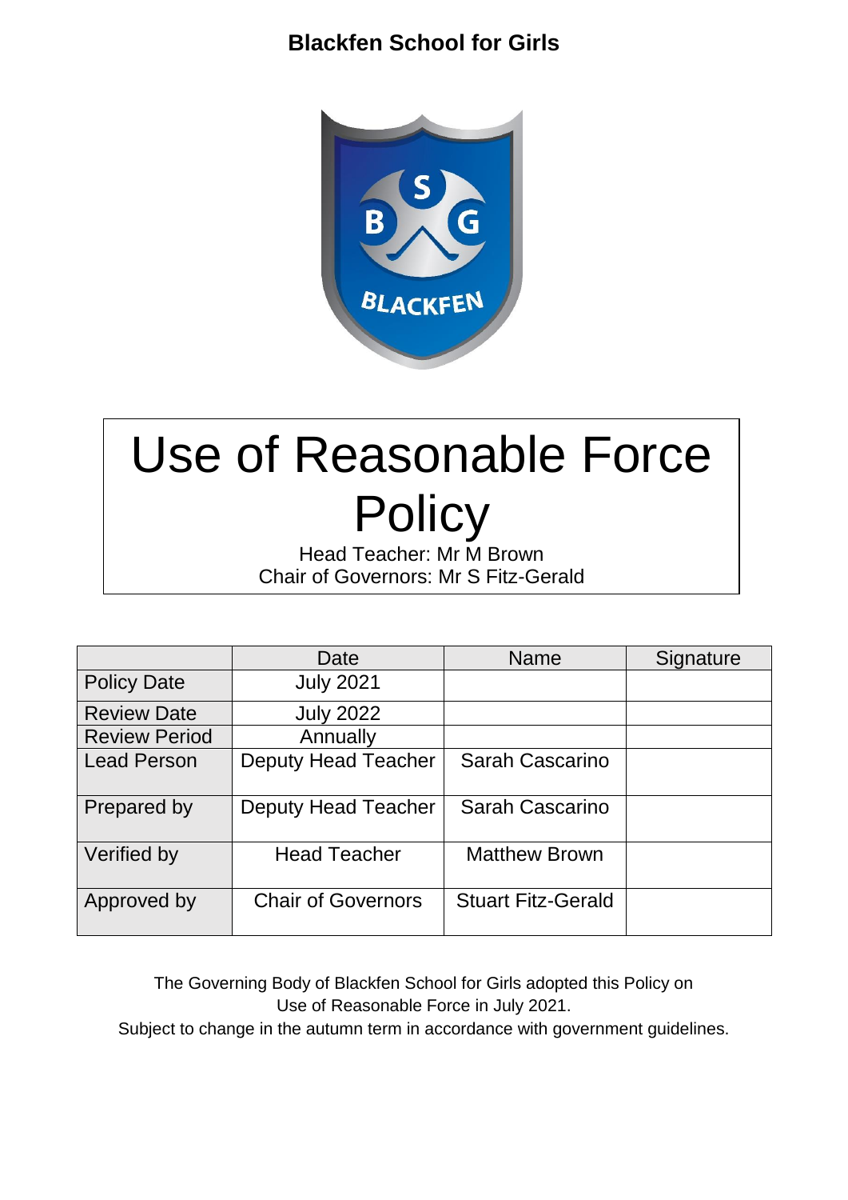**Blackfen School for Girls**

# Use of Reasonable Force Policy

Head Teacher: Mr M Brown
Chair of Governors: Mr S Fitz-Gerald

| | Date | Name | Signature |
|---|---|---|---|
| Policy Date | July 2021 | | |
| Review Date | July 2022 | | |
| Review Period | Annually | | |
| Lead Person | Deputy Head Teacher | Sarah Cascarino | |
| Prepared by | Deputy Head Teacher | Sarah Cascarino | |
| Verified by | Head Teacher | Matthew Brown | |
| Approved by | Chair of Governors | Stuart Fitz-Gerald | |

The Governing Body of Blackfen School for Girls adopted this Policy on Use of Reasonable Force in July 2021.
Subject to change in the autumn term in accordance with government guidelines.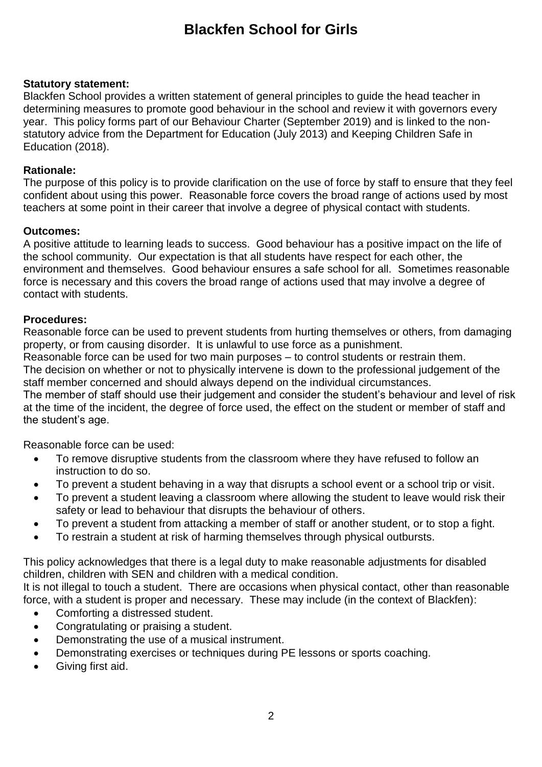# Blackfen School for Girls

**Statutory statement:**
Blackfen School provides a written statement of general principles to guide the head teacher in determining measures to promote good behaviour in the school and review it with governors every year. This policy forms part of our Behaviour Charter (September 2019) and is linked to the non-statutory advice from the Department for Education (July 2013) and Keeping Children Safe in Education (2018).

**Rationale:**
The purpose of this policy is to provide clarification on the use of force by staff to ensure that they feel confident about using this power. Reasonable force covers the broad range of actions used by most teachers at some point in their career that involve a degree of physical contact with students.

**Outcomes:**
A positive attitude to learning leads to success. Good behaviour has a positive impact on the life of the school community. Our expectation is that all students have respect for each other, the environment and themselves. Good behaviour ensures a safe school for all. Sometimes reasonable force is necessary and this covers the broad range of actions used that may involve a degree of contact with students.

**Procedures:**
Reasonable force can be used to prevent students from hurting themselves or others, from damaging property, or from causing disorder. It is unlawful to use force as a punishment.
Reasonable force can be used for two main purposes – to control students or restrain them.
The decision on whether or not to physically intervene is down to the professional judgement of the staff member concerned and should always depend on the individual circumstances.
The member of staff should use their judgement and consider the student's behaviour and level of risk at the time of the incident, the degree of force used, the effect on the student or member of staff and the student's age.

Reasonable force can be used:

- To remove disruptive students from the classroom where they have refused to follow an instruction to do so.
- To prevent a student behaving in a way that disrupts a school event or a school trip or visit.
- To prevent a student leaving a classroom where allowing the student to leave would risk their safety or lead to behaviour that disrupts the behaviour of others.
- To prevent a student from attacking a member of staff or another student, or to stop a fight.
- To restrain a student at risk of harming themselves through physical outbursts.

This policy acknowledges that there is a legal duty to make reasonable adjustments for disabled children, children with SEN and children with a medical condition.
It is not illegal to touch a student. There are occasions when physical contact, other than reasonable force, with a student is proper and necessary. These may include (in the context of Blackfen):

- Comforting a distressed student.
- Congratulating or praising a student.
- Demonstrating the use of a musical instrument.
- Demonstrating exercises or techniques during PE lessons or sports coaching.
- Giving first aid.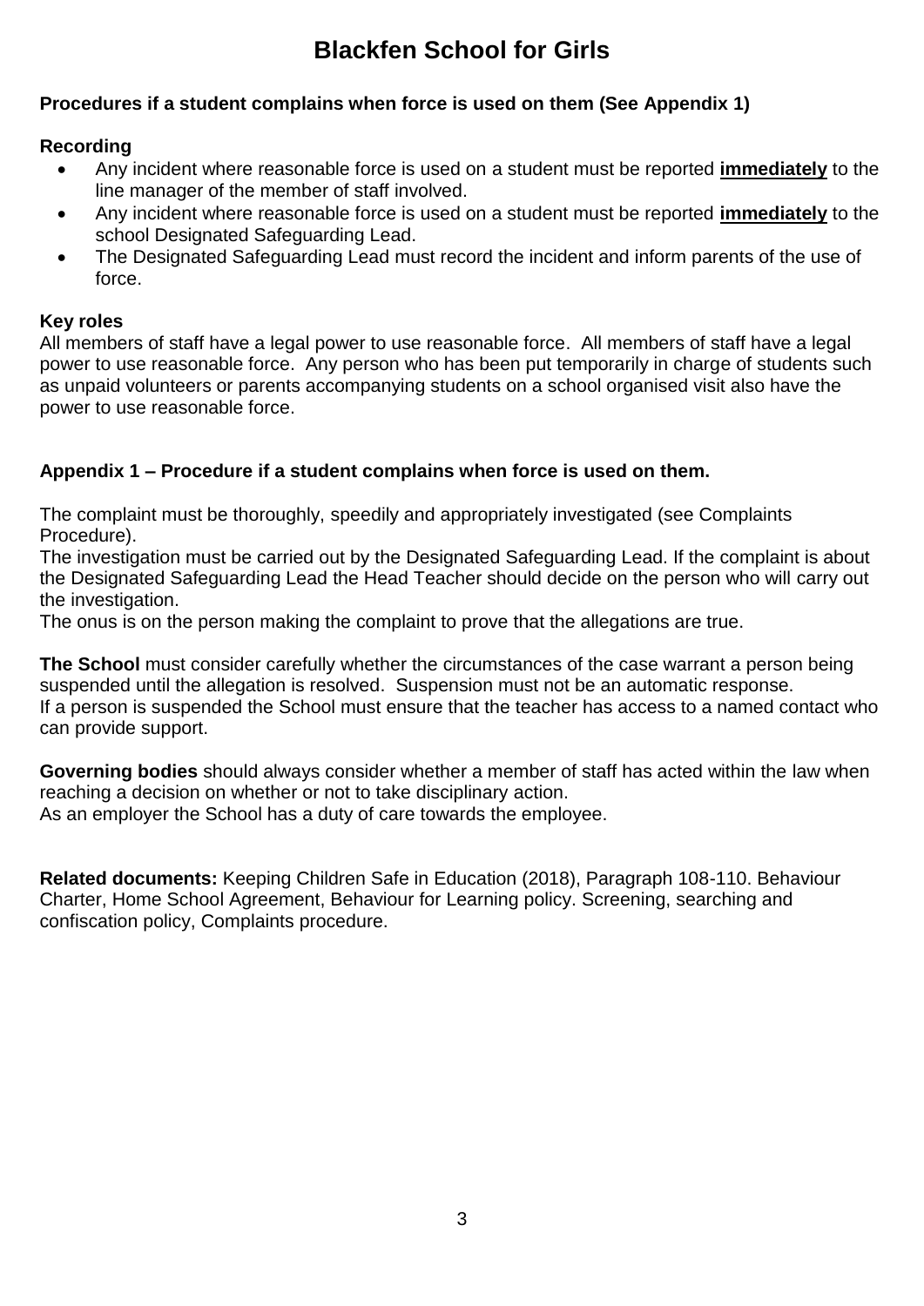# Blackfen School for Girls

**Procedures if a student complains when force is used on them (See Appendix 1)**

**Recording**

- Any incident where reasonable force is used on a student must be reported **immediately** to the line manager of the member of staff involved.
- Any incident where reasonable force is used on a student must be reported **immediately** to the school Designated Safeguarding Lead.
- The Designated Safeguarding Lead must record the incident and inform parents of the use of force.

**Key roles**

All members of staff have a legal power to use reasonable force. All members of staff have a legal power to use reasonable force. Any person who has been put temporarily in charge of students such as unpaid volunteers or parents accompanying students on a school organised visit also have the power to use reasonable force.

**Appendix 1 – Procedure if a student complains when force is used on them.**

The complaint must be thoroughly, speedily and appropriately investigated (see Complaints Procedure).
The investigation must be carried out by the Designated Safeguarding Lead. If the complaint is about the Designated Safeguarding Lead the Head Teacher should decide on the person who will carry out the investigation.
The onus is on the person making the complaint to prove that the allegations are true.

**The School** must consider carefully whether the circumstances of the case warrant a person being suspended until the allegation is resolved. Suspension must not be an automatic response.
If a person is suspended the School must ensure that the teacher has access to a named contact who can provide support.

**Governing bodies** should always consider whether a member of staff has acted within the law when reaching a decision on whether or not to take disciplinary action.
As an employer the School has a duty of care towards the employee.

**Related documents:** Keeping Children Safe in Education (2018), Paragraph 108-110. Behaviour Charter, Home School Agreement, Behaviour for Learning policy. Screening, searching and confiscation policy, Complaints procedure.